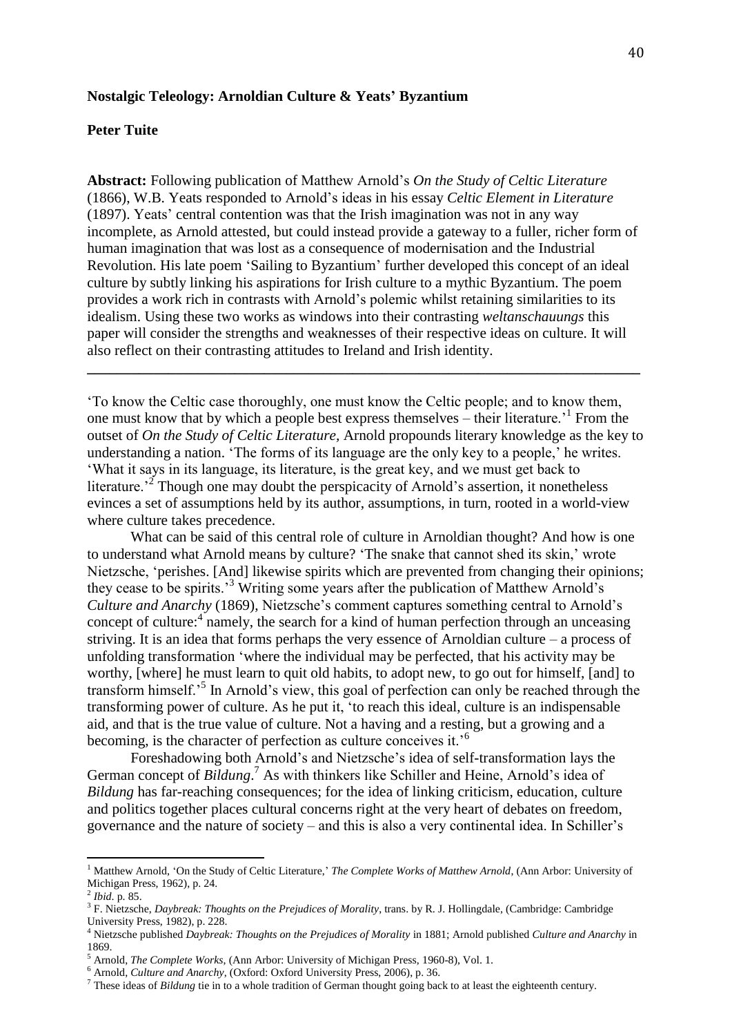**Nostalgic Teleology: Arnoldian Culture & Yeats' Byzantium**

**Peter Tuite**

**Abstract:** Following publication of Matthew Arnold's *On the Study of Celtic Literature* (1866), W.B. Yeats responded to Arnold's ideas in his essay *Celtic Element in Literature* (1897). Yeats' central contention was that the Irish imagination was not in any way incomplete, as Arnold attested, but could instead provide a gateway to a fuller, richer form of human imagination that was lost as a consequence of modernisation and the Industrial Revolution. His late poem 'Sailing to Byzantium' further developed this concept of an ideal culture by subtly linking his aspirations for Irish culture to a mythic Byzantium. The poem provides a work rich in contrasts with Arnold's polemic whilst retaining similarities to its idealism. Using these two works as windows into their contrasting *weltanschauungs* this paper will consider the strengths and weaknesses of their respective ideas on culture. It will also reflect on their contrasting attitudes to Ireland and Irish identity.

---

'To know the Celtic case thoroughly, one must know the Celtic people; and to know them, one must know that by which a people best express themselves – their literature.'[1] From the outset of *On the Study of Celtic Literature*, Arnold propounds literary knowledge as the key to understanding a nation. 'The forms of its language are the only key to a people,' he writes. 'What it says in its language, its literature, is the great key, and we must get back to literature.'[2] Though one may doubt the perspicacity of Arnold's assertion, it nonetheless evinces a set of assumptions held by its author, assumptions, in turn, rooted in a world-view where culture takes precedence.

What can be said of this central role of culture in Arnoldian thought? And how is one to understand what Arnold means by culture? 'The snake that cannot shed its skin,' wrote Nietzsche, 'perishes. [And] likewise spirits which are prevented from changing their opinions; they cease to be spirits.'[3] Writing some years after the publication of Matthew Arnold's *Culture and Anarchy* (1869), Nietzsche's comment captures something central to Arnold's concept of culture:[4] namely, the search for a kind of human perfection through an unceasing striving. It is an idea that forms perhaps the very essence of Arnoldian culture – a process of unfolding transformation 'where the individual may be perfected, that his activity may be worthy, [where] he must learn to quit old habits, to adopt new, to go out for himself, [and] to transform himself.'[5] In Arnold's view, this goal of perfection can only be reached through the transforming power of culture. As he put it, 'to reach this ideal, culture is an indispensable aid, and that is the true value of culture. Not a having and a resting, but a growing and a becoming, is the character of perfection as culture conceives it.'[6]

Foreshadowing both Arnold's and Nietzsche's idea of self-transformation lays the German concept of *Bildung*.[7] As with thinkers like Schiller and Heine, Arnold's idea of *Bildung* has far-reaching consequences; for the idea of linking criticism, education, culture and politics together places cultural concerns right at the very heart of debates on freedom, governance and the nature of society – and this is also a very continental idea. In Schiller's

---

[1] Matthew Arnold, 'On the Study of Celtic Literature,' *The Complete Works of Matthew Arnold*, (Ann Arbor: University of Michigan Press, 1962), p. 24.

[2] *Ibid*. p. 85.

[3] F. Nietzsche, *Daybreak: Thoughts on the Prejudices of Morality*, trans. by R. J. Hollingdale, (Cambridge: Cambridge University Press, 1982), p. 228.

[4] Nietzsche published *Daybreak: Thoughts on the Prejudices of Morality* in 1881; Arnold published *Culture and Anarchy* in 1869.

[5] Arnold, *The Complete Works*, (Ann Arbor: University of Michigan Press, 1960-8), Vol. 1.

[6] Arnold, *Culture and Anarchy*, (Oxford: Oxford University Press, 2006), p. 36.

[7] These ideas of *Bildung* tie in to a whole tradition of German thought going back to at least the eighteenth century.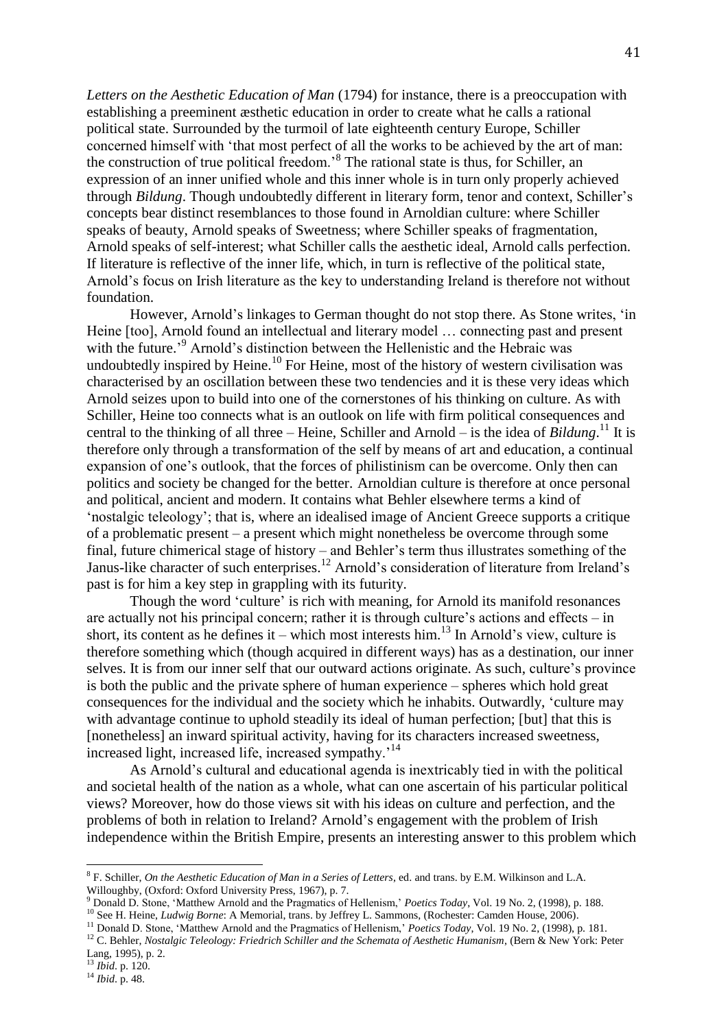*Letters on the Aesthetic Education of Man* (1794) for instance, there is a preoccupation with establishing a preeminent æsthetic education in order to create what he calls a rational political state. Surrounded by the turmoil of late eighteenth century Europe, Schiller concerned himself with 'that most perfect of all the works to be achieved by the art of man: the construction of true political freedom.'[8] The rational state is thus, for Schiller, an expression of an inner unified whole and this inner whole is in turn only properly achieved through *Bildung*. Though undoubtedly different in literary form, tenor and context, Schiller's concepts bear distinct resemblances to those found in Arnoldian culture: where Schiller speaks of beauty, Arnold speaks of Sweetness; where Schiller speaks of fragmentation, Arnold speaks of self-interest; what Schiller calls the aesthetic ideal, Arnold calls perfection. If literature is reflective of the inner life, which, in turn is reflective of the political state, Arnold's focus on Irish literature as the key to understanding Ireland is therefore not without foundation.

However, Arnold's linkages to German thought do not stop there. As Stone writes, 'in Heine [too], Arnold found an intellectual and literary model … connecting past and present with the future.'[9] Arnold's distinction between the Hellenistic and the Hebraic was undoubtedly inspired by Heine.[10] For Heine, most of the history of western civilisation was characterised by an oscillation between these two tendencies and it is these very ideas which Arnold seizes upon to build into one of the cornerstones of his thinking on culture. As with Schiller, Heine too connects what is an outlook on life with firm political consequences and central to the thinking of all three – Heine, Schiller and Arnold – is the idea of *Bildung*.[11] It is therefore only through a transformation of the self by means of art and education, a continual expansion of one's outlook, that the forces of philistinism can be overcome. Only then can politics and society be changed for the better. Arnoldian culture is therefore at once personal and political, ancient and modern. It contains what Behler elsewhere terms a kind of 'nostalgic teleology'; that is, where an idealised image of Ancient Greece supports a critique of a problematic present – a present which might nonetheless be overcome through some final, future chimerical stage of history – and Behler's term thus illustrates something of the Janus-like character of such enterprises.[12] Arnold's consideration of literature from Ireland's past is for him a key step in grappling with its futurity.

Though the word 'culture' is rich with meaning, for Arnold its manifold resonances are actually not his principal concern; rather it is through culture's actions and effects – in short, its content as he defines it – which most interests him.[13] In Arnold's view, culture is therefore something which (though acquired in different ways) has as a destination, our inner selves. It is from our inner self that our outward actions originate. As such, culture's province is both the public and the private sphere of human experience – spheres which hold great consequences for the individual and the society which he inhabits. Outwardly, 'culture may with advantage continue to uphold steadily its ideal of human perfection; [but] that this is [nonetheless] an inward spiritual activity, having for its characters increased sweetness, increased light, increased life, increased sympathy.'[14]

As Arnold's cultural and educational agenda is inextricably tied in with the political and societal health of the nation as a whole, what can one ascertain of his particular political views? Moreover, how do those views sit with his ideas on culture and perfection, and the problems of both in relation to Ireland? Arnold's engagement with the problem of Irish independence within the British Empire, presents an interesting answer to this problem which

---

[8] F. Schiller, *On the Aesthetic Education of Man in a Series of Letters*, ed. and trans. by E.M. Wilkinson and L.A. Willoughby, (Oxford: Oxford University Press, 1967), p. 7.

[9] Donald D. Stone, 'Matthew Arnold and the Pragmatics of Hellenism,' *Poetics Today*, Vol. 19 No. 2, (1998), p. 188.

[10] See H. Heine, *Ludwig Borne*: A Memorial, trans. by Jeffrey L. Sammons, (Rochester: Camden House, 2006).

[11] Donald D. Stone, 'Matthew Arnold and the Pragmatics of Hellenism,' *Poetics Today*, Vol. 19 No. 2, (1998), p. 181.

[12] C. Behler, *Nostalgic Teleology: Friedrich Schiller and the Schemata of Aesthetic Humanism*, (Bern & New York: Peter Lang, 1995), p. 2.

[13] *Ibid*. p. 120.

[14] *Ibid*. p. 48.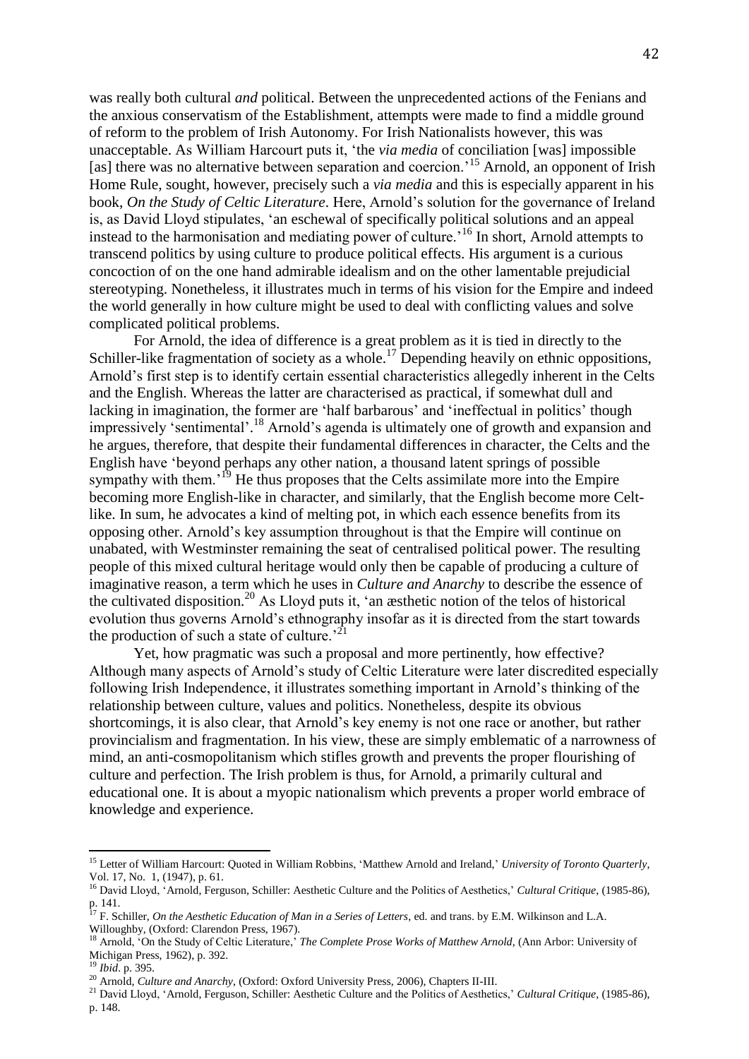was really both cultural *and* political. Between the unprecedented actions of the Fenians and the anxious conservatism of the Establishment, attempts were made to find a middle ground of reform to the problem of Irish Autonomy. For Irish Nationalists however, this was unacceptable. As William Harcourt puts it, 'the *via media* of conciliation [was] impossible [as] there was no alternative between separation and coercion.'[15] Arnold, an opponent of Irish Home Rule, sought, however, precisely such a *via media* and this is especially apparent in his book, *On the Study of Celtic Literature*. Here, Arnold's solution for the governance of Ireland is, as David Lloyd stipulates, 'an eschewal of specifically political solutions and an appeal instead to the harmonisation and mediating power of culture.'[16] In short, Arnold attempts to transcend politics by using culture to produce political effects. His argument is a curious concoction of on the one hand admirable idealism and on the other lamentable prejudicial stereotyping. Nonetheless, it illustrates much in terms of his vision for the Empire and indeed the world generally in how culture might be used to deal with conflicting values and solve complicated political problems.

For Arnold, the idea of difference is a great problem as it is tied in directly to the Schiller-like fragmentation of society as a whole.[17] Depending heavily on ethnic oppositions, Arnold's first step is to identify certain essential characteristics allegedly inherent in the Celts and the English. Whereas the latter are characterised as practical, if somewhat dull and lacking in imagination, the former are 'half barbarous' and 'ineffectual in politics' though impressively 'sentimental'.[18] Arnold's agenda is ultimately one of growth and expansion and he argues, therefore, that despite their fundamental differences in character, the Celts and the English have 'beyond perhaps any other nation, a thousand latent springs of possible sympathy with them.'[19] He thus proposes that the Celts assimilate more into the Empire becoming more English-like in character, and similarly, that the English become more Celt-like. In sum, he advocates a kind of melting pot, in which each essence benefits from its opposing other. Arnold's key assumption throughout is that the Empire will continue on unabated, with Westminster remaining the seat of centralised political power. The resulting people of this mixed cultural heritage would only then be capable of producing a culture of imaginative reason, a term which he uses in *Culture and Anarchy* to describe the essence of the cultivated disposition.[20] As Lloyd puts it, 'an æsthetic notion of the telos of historical evolution thus governs Arnold's ethnography insofar as it is directed from the start towards the production of such a state of culture.'[21]

Yet, how pragmatic was such a proposal and more pertinently, how effective? Although many aspects of Arnold's study of Celtic Literature were later discredited especially following Irish Independence, it illustrates something important in Arnold's thinking of the relationship between culture, values and politics. Nonetheless, despite its obvious shortcomings, it is also clear, that Arnold's key enemy is not one race or another, but rather provincialism and fragmentation. In his view, these are simply emblematic of a narrowness of mind, an anti-cosmopolitanism which stifles growth and prevents the proper flourishing of culture and perfection. The Irish problem is thus, for Arnold, a primarily cultural and educational one. It is about a myopic nationalism which prevents a proper world embrace of knowledge and experience.

---

[15] Letter of William Harcourt: Quoted in William Robbins, 'Matthew Arnold and Ireland,' *University of Toronto Quarterly*, Vol. 17, No. 1, (1947), p. 61.

[16] David Lloyd, 'Arnold, Ferguson, Schiller: Aesthetic Culture and the Politics of Aesthetics,' *Cultural Critique*, (1985-86), p. 141.

[17] F. Schiller, *On the Aesthetic Education of Man in a Series of Letters*, ed. and trans. by E.M. Wilkinson and L.A. Willoughby, (Oxford: Clarendon Press, 1967).

[18] Arnold, 'On the Study of Celtic Literature,' *The Complete Prose Works of Matthew Arnold*, (Ann Arbor: University of Michigan Press, 1962), p. 392.

[19] *Ibid*. p. 395.

[20] Arnold, *Culture and Anarchy*, (Oxford: Oxford University Press, 2006), Chapters II-III.

[21] David Lloyd, 'Arnold, Ferguson, Schiller: Aesthetic Culture and the Politics of Aesthetics,' *Cultural Critique*, (1985-86), p. 148.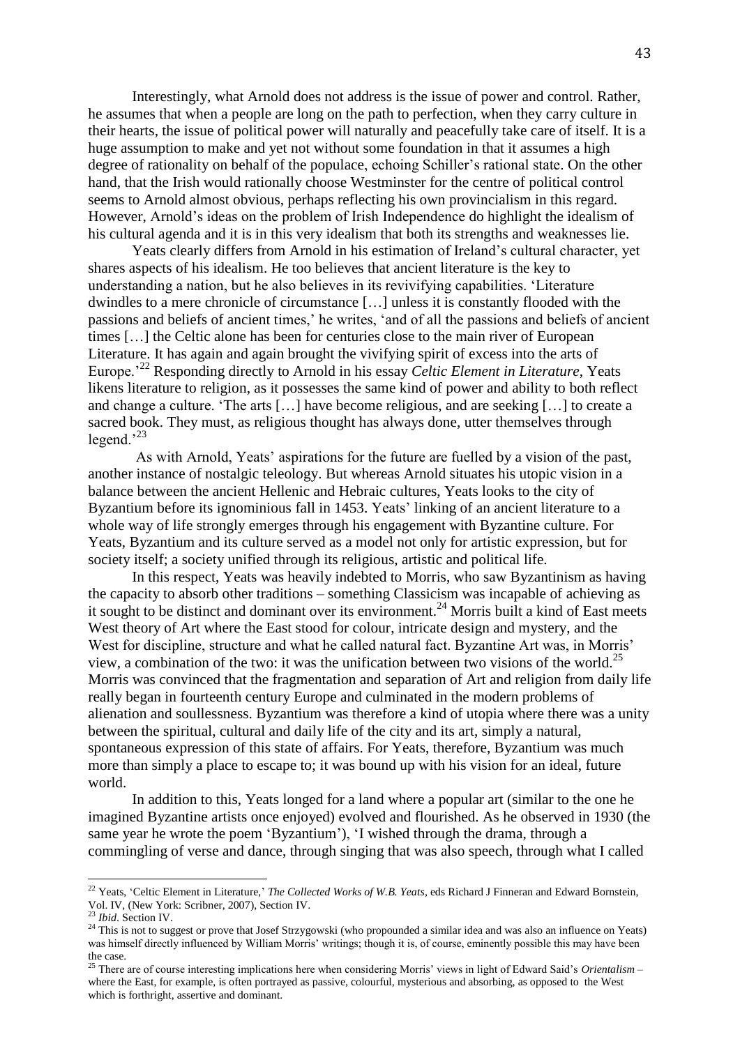Interestingly, what Arnold does not address is the issue of power and control. Rather, he assumes that when a people are long on the path to perfection, when they carry culture in their hearts, the issue of political power will naturally and peacefully take care of itself. It is a huge assumption to make and yet not without some foundation in that it assumes a high degree of rationality on behalf of the populace, echoing Schiller's rational state. On the other hand, that the Irish would rationally choose Westminster for the centre of political control seems to Arnold almost obvious, perhaps reflecting his own provincialism in this regard. However, Arnold's ideas on the problem of Irish Independence do highlight the idealism of his cultural agenda and it is in this very idealism that both its strengths and weaknesses lie.

Yeats clearly differs from Arnold in his estimation of Ireland's cultural character, yet shares aspects of his idealism. He too believes that ancient literature is the key to understanding a nation, but he also believes in its revivifying capabilities. 'Literature dwindles to a mere chronicle of circumstance […] unless it is constantly flooded with the passions and beliefs of ancient times,' he writes, 'and of all the passions and beliefs of ancient times […] the Celtic alone has been for centuries close to the main river of European Literature. It has again and again brought the vivifying spirit of excess into the arts of Europe.'[22] Responding directly to Arnold in his essay *Celtic Element in Literature*, Yeats likens literature to religion, as it possesses the same kind of power and ability to both reflect and change a culture. 'The arts […] have become religious, and are seeking […] to create a sacred book. They must, as religious thought has always done, utter themselves through legend.'[23]

As with Arnold, Yeats' aspirations for the future are fuelled by a vision of the past, another instance of nostalgic teleology. But whereas Arnold situates his utopic vision in a balance between the ancient Hellenic and Hebraic cultures, Yeats looks to the city of Byzantium before its ignominious fall in 1453. Yeats' linking of an ancient literature to a whole way of life strongly emerges through his engagement with Byzantine culture. For Yeats, Byzantium and its culture served as a model not only for artistic expression, but for society itself; a society unified through its religious, artistic and political life.

In this respect, Yeats was heavily indebted to Morris, who saw Byzantinism as having the capacity to absorb other traditions – something Classicism was incapable of achieving as it sought to be distinct and dominant over its environment.[24] Morris built a kind of East meets West theory of Art where the East stood for colour, intricate design and mystery, and the West for discipline, structure and what he called natural fact. Byzantine Art was, in Morris' view, a combination of the two: it was the unification between two visions of the world.[25] Morris was convinced that the fragmentation and separation of Art and religion from daily life really began in fourteenth century Europe and culminated in the modern problems of alienation and soullessness. Byzantium was therefore a kind of utopia where there was a unity between the spiritual, cultural and daily life of the city and its art, simply a natural, spontaneous expression of this state of affairs. For Yeats, therefore, Byzantium was much more than simply a place to escape to; it was bound up with his vision for an ideal, future world.

In addition to this, Yeats longed for a land where a popular art (similar to the one he imagined Byzantine artists once enjoyed) evolved and flourished. As he observed in 1930 (the same year he wrote the poem 'Byzantium'), 'I wished through the drama, through a commingling of verse and dance, through singing that was also speech, through what I called

---

[22] Yeats, 'Celtic Element in Literature,' *The Collected Works of W.B. Yeats*, eds Richard J Finneran and Edward Bornstein, Vol. IV, (New York: Scribner, 2007), Section IV.

[23] *Ibid*. Section IV.

[24] This is not to suggest or prove that Josef Strzygowski (who propounded a similar idea and was also an influence on Yeats) was himself directly influenced by William Morris' writings; though it is, of course, eminently possible this may have been the case.

[25] There are of course interesting implications here when considering Morris' views in light of Edward Said's *Orientalism* – where the East, for example, is often portrayed as passive, colourful, mysterious and absorbing, as opposed to the West which is forthright, assertive and dominant.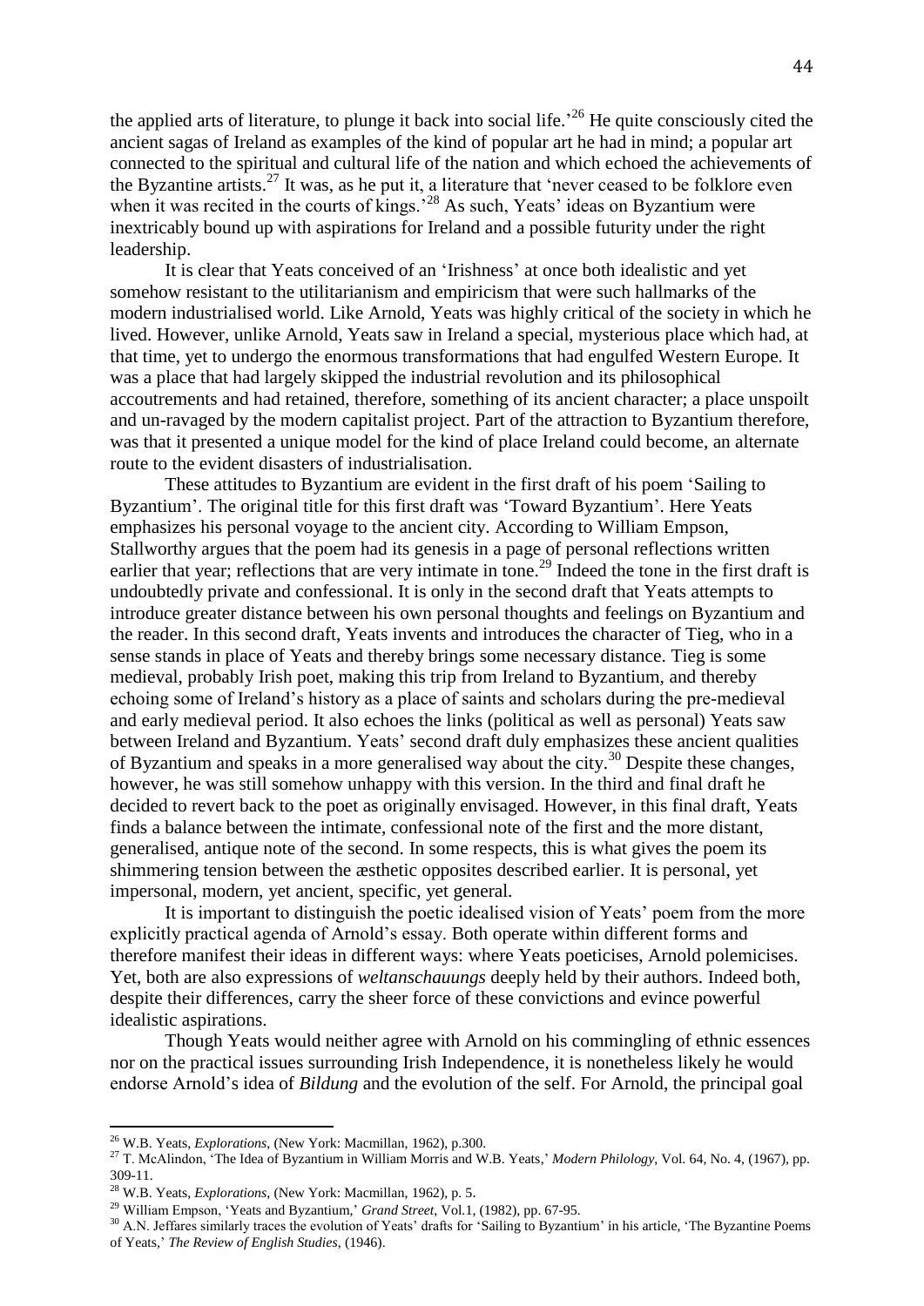the applied arts of literature, to plunge it back into social life.'[26] He quite consciously cited the ancient sagas of Ireland as examples of the kind of popular art he had in mind; a popular art connected to the spiritual and cultural life of the nation and which echoed the achievements of the Byzantine artists.[27] It was, as he put it, a literature that 'never ceased to be folklore even when it was recited in the courts of kings.'[28] As such, Yeats' ideas on Byzantium were inextricably bound up with aspirations for Ireland and a possible futurity under the right leadership.

It is clear that Yeats conceived of an 'Irishness' at once both idealistic and yet somehow resistant to the utilitarianism and empiricism that were such hallmarks of the modern industrialised world. Like Arnold, Yeats was highly critical of the society in which he lived. However, unlike Arnold, Yeats saw in Ireland a special, mysterious place which had, at that time, yet to undergo the enormous transformations that had engulfed Western Europe. It was a place that had largely skipped the industrial revolution and its philosophical accoutrements and had retained, therefore, something of its ancient character; a place unspoilt and un-ravaged by the modern capitalist project. Part of the attraction to Byzantium therefore, was that it presented a unique model for the kind of place Ireland could become, an alternate route to the evident disasters of industrialisation.

These attitudes to Byzantium are evident in the first draft of his poem 'Sailing to Byzantium'. The original title for this first draft was 'Toward Byzantium'. Here Yeats emphasizes his personal voyage to the ancient city. According to William Empson, Stallworthy argues that the poem had its genesis in a page of personal reflections written earlier that year; reflections that are very intimate in tone.[29] Indeed the tone in the first draft is undoubtedly private and confessional. It is only in the second draft that Yeats attempts to introduce greater distance between his own personal thoughts and feelings on Byzantium and the reader. In this second draft, Yeats invents and introduces the character of Tieg, who in a sense stands in place of Yeats and thereby brings some necessary distance. Tieg is some medieval, probably Irish poet, making this trip from Ireland to Byzantium, and thereby echoing some of Ireland's history as a place of saints and scholars during the pre-medieval and early medieval period. It also echoes the links (political as well as personal) Yeats saw between Ireland and Byzantium. Yeats' second draft duly emphasizes these ancient qualities of Byzantium and speaks in a more generalised way about the city.[30] Despite these changes, however, he was still somehow unhappy with this version. In the third and final draft he decided to revert back to the poet as originally envisaged. However, in this final draft, Yeats finds a balance between the intimate, confessional note of the first and the more distant, generalised, antique note of the second. In some respects, this is what gives the poem its shimmering tension between the æsthetic opposites described earlier. It is personal, yet impersonal, modern, yet ancient, specific, yet general.

It is important to distinguish the poetic idealised vision of Yeats' poem from the more explicitly practical agenda of Arnold's essay. Both operate within different forms and therefore manifest their ideas in different ways: where Yeats poeticises, Arnold polemicises. Yet, both are also expressions of *weltanschauungs* deeply held by their authors. Indeed both, despite their differences, carry the sheer force of these convictions and evince powerful idealistic aspirations.

Though Yeats would neither agree with Arnold on his commingling of ethnic essences nor on the practical issues surrounding Irish Independence, it is nonetheless likely he would endorse Arnold's idea of *Bildung* and the evolution of the self. For Arnold, the principal goal

---

[26] W.B. Yeats, *Explorations*, (New York: Macmillan, 1962), p.300.

[27] T. McAlindon, 'The Idea of Byzantium in William Morris and W.B. Yeats,' *Modern Philology*, Vol. 64, No. 4, (1967), pp. 309-11.

[28] W.B. Yeats, *Explorations*, (New York: Macmillan, 1962), p. 5.

[29] William Empson, 'Yeats and Byzantium,' *Grand Street*, Vol.1, (1982), pp. 67-95.

[30] A.N. Jeffares similarly traces the evolution of Yeats' drafts for 'Sailing to Byzantium' in his article, 'The Byzantine Poems of Yeats,' *The Review of English Studies*, (1946).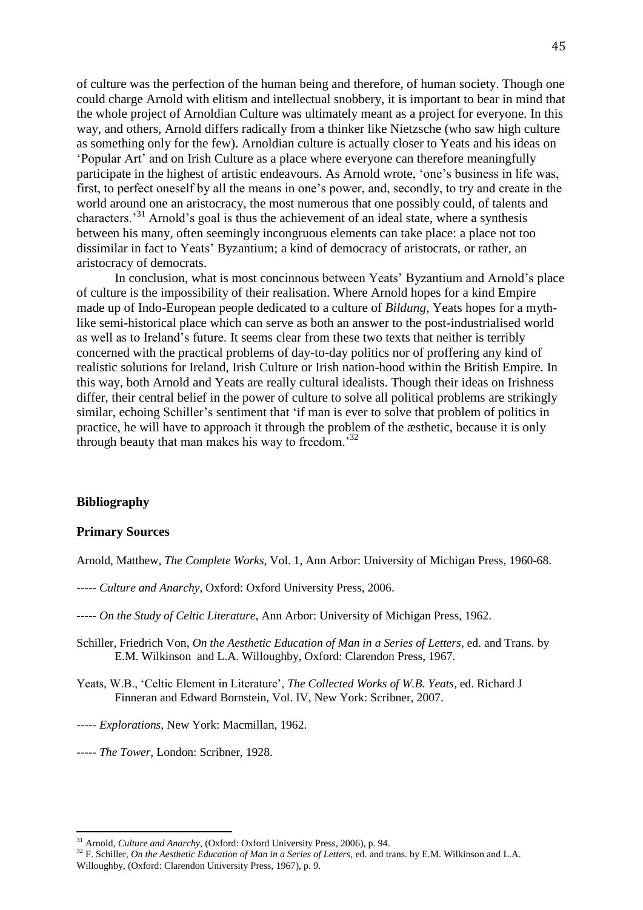of culture was the perfection of the human being and therefore, of human society. Though one could charge Arnold with elitism and intellectual snobbery, it is important to bear in mind that the whole project of Arnoldian Culture was ultimately meant as a project for everyone. In this way, and others, Arnold differs radically from a thinker like Nietzsche (who saw high culture as something only for the few). Arnoldian culture is actually closer to Yeats and his ideas on 'Popular Art' and on Irish Culture as a place where everyone can therefore meaningfully participate in the highest of artistic endeavours. As Arnold wrote, 'one's business in life was, first, to perfect oneself by all the means in one's power, and, secondly, to try and create in the world around one an aristocracy, the most numerous that one possibly could, of talents and characters.'[31] Arnold's goal is thus the achievement of an ideal state, where a synthesis between his many, often seemingly incongruous elements can take place: a place not too dissimilar in fact to Yeats' Byzantium; a kind of democracy of aristocrats, or rather, an aristocracy of democrats.

In conclusion, what is most concinnous between Yeats' Byzantium and Arnold's place of culture is the impossibility of their realisation. Where Arnold hopes for a kind Empire made up of Indo-European people dedicated to a culture of *Bildung*, Yeats hopes for a myth-like semi-historical place which can serve as both an answer to the post-industrialised world as well as to Ireland's future. It seems clear from these two texts that neither is terribly concerned with the practical problems of day-to-day politics nor of proffering any kind of realistic solutions for Ireland, Irish Culture or Irish nation-hood within the British Empire. In this way, both Arnold and Yeats are really cultural idealists. Though their ideas on Irishness differ, their central belief in the power of culture to solve all political problems are strikingly similar, echoing Schiller's sentiment that 'if man is ever to solve that problem of politics in practice, he will have to approach it through the problem of the æsthetic, because it is only through beauty that man makes his way to freedom.'[32]

## Bibliography

### Primary Sources

Arnold, Matthew, *The Complete Works*, Vol. 1, Ann Arbor: University of Michigan Press, 1960-68.

----- *Culture and Anarchy*, Oxford: Oxford University Press, 2006.

----- *On the Study of Celtic Literature*, Ann Arbor: University of Michigan Press, 1962.

Schiller, Friedrich Von, *On the Aesthetic Education of Man in a Series of Letters*, ed. and Trans. by E.M. Wilkinson and L.A. Willoughby, Oxford: Clarendon Press, 1967.

Yeats, W.B., 'Celtic Element in Literature', *The Collected Works of W.B. Yeats*, ed. Richard J Finneran and Edward Bornstein, Vol. IV, New York: Scribner, 2007.

----- *Explorations*, New York: Macmillan, 1962.

----- *The Tower*, London: Scribner, 1928.

---

[31] Arnold, *Culture and Anarchy*, (Oxford: Oxford University Press, 2006), p. 94.

[32] F. Schiller, *On the Aesthetic Education of Man in a Series of Letters*, ed. and trans. by E.M. Wilkinson and L.A. Willoughby, (Oxford: Clarendon University Press, 1967), p. 9.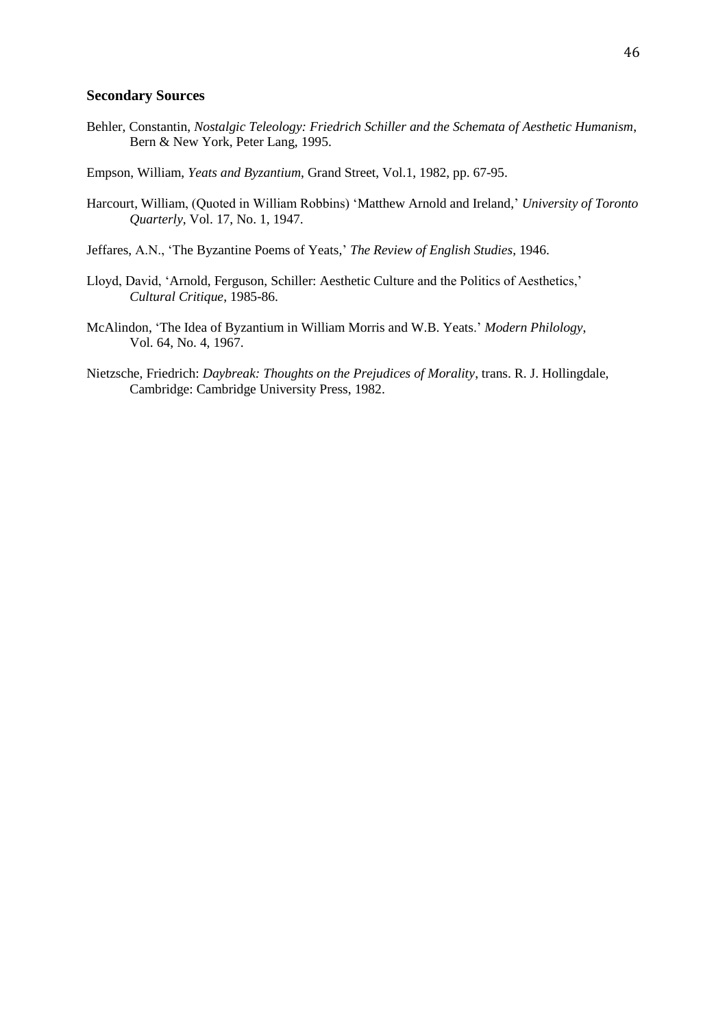## Secondary Sources

Behler, Constantin, *Nostalgic Teleology: Friedrich Schiller and the Schemata of Aesthetic Humanism*, Bern & New York, Peter Lang, 1995.

Empson, William, *Yeats and Byzantium*, Grand Street, Vol.1, 1982, pp. 67-95.

Harcourt, William, (Quoted in William Robbins) 'Matthew Arnold and Ireland,' *University of Toronto Quarterly*, Vol. 17, No. 1, 1947.

Jeffares, A.N., 'The Byzantine Poems of Yeats,' *The Review of English Studies*, 1946.

Lloyd, David, 'Arnold, Ferguson, Schiller: Aesthetic Culture and the Politics of Aesthetics,' *Cultural Critique*, 1985-86.

McAlindon, 'The Idea of Byzantium in William Morris and W.B. Yeats.' *Modern Philology*, Vol. 64, No. 4, 1967.

Nietzsche, Friedrich: *Daybreak: Thoughts on the Prejudices of Morality*, trans. R. J. Hollingdale, Cambridge: Cambridge University Press, 1982.